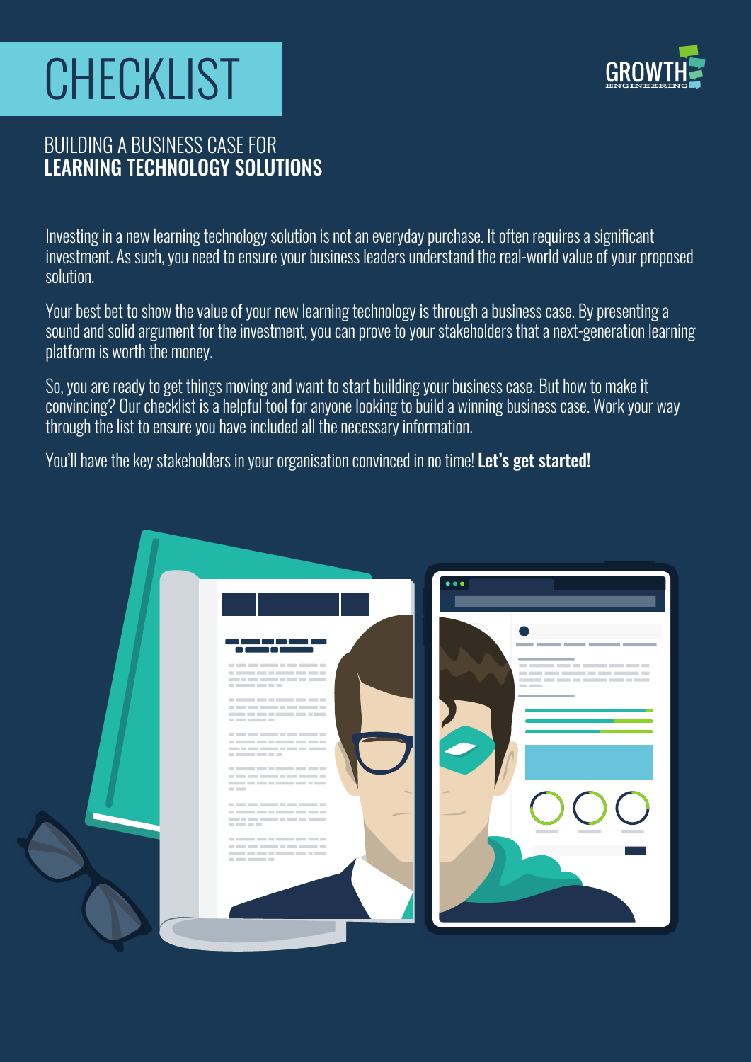# CHECKLIST

GROWTH ENGINEERING

## BUILDING A BUSINESS CASE FOR **LEARNING TECHNOLOGY SOLUTIONS**

Investing in a new learning technology solution is not an everyday purchase. It often requires a significant investment. As such, you need to ensure your business leaders understand the real-world value of your proposed solution.

Your best bet to show the value of your new learning technology is through a business case. By presenting a sound and solid argument for the investment, you can prove to your stakeholders that a next-generation learning platform is worth the money.

So, you are ready to get things moving and want to start building your business case. But how to make it convincing? Our checklist is a helpful tool for anyone looking to build a winning business case. Work your way through the list to ensure you have included all the necessary information.

You'll have the key stakeholders in your organisation convinced in no time! **Let's get started!**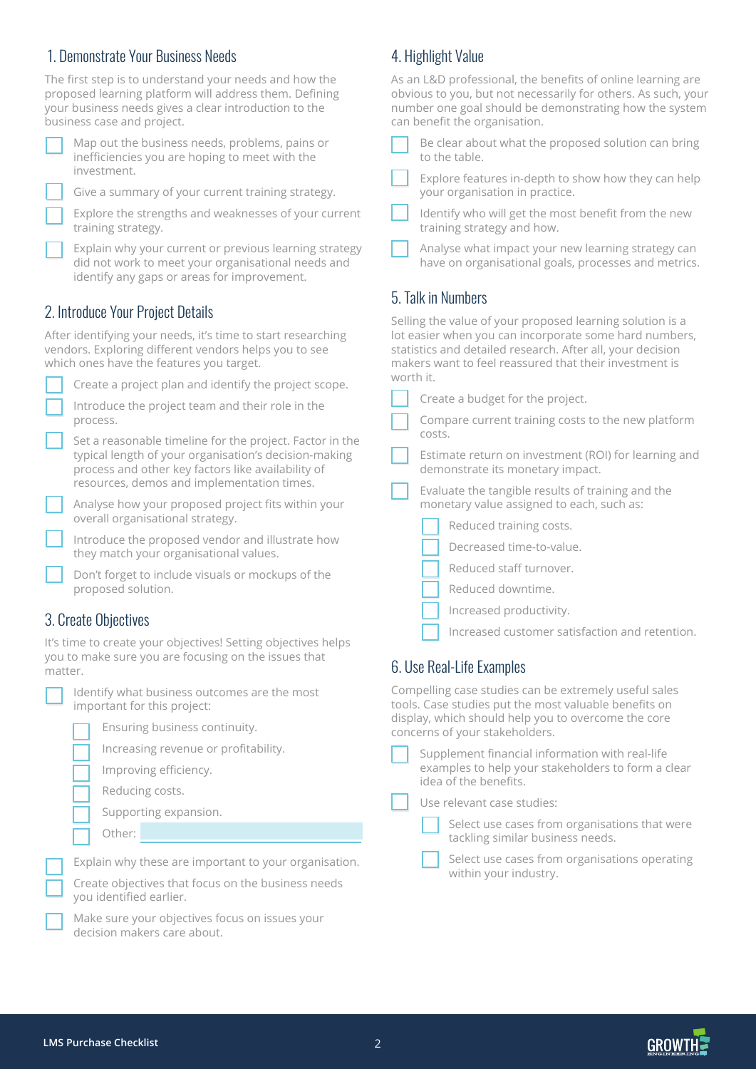## 1. Demonstrate Your Business Needs

The first step is to understand your needs and how the proposed learning platform will address them. Defining your business needs gives a clear introduction to the business case and project.

- [ ] Map out the business needs, problems, pains or inefficiencies you are hoping to meet with the investment.
- [ ] Give a summary of your current training strategy.
- [ ] Explore the strengths and weaknesses of your current training strategy.
- [ ] Explain why your current or previous learning strategy did not work to meet your organisational needs and identify any gaps or areas for improvement.

## 2. Introduce Your Project Details

After identifying your needs, it's time to start researching vendors. Exploring different vendors helps you to see which ones have the features you target.

- [ ] Create a project plan and identify the project scope.
- [ ] Introduce the project team and their role in the process.
- [ ] Set a reasonable timeline for the project. Factor in the typical length of your organisation's decision-making process and other key factors like availability of resources, demos and implementation times.
- [ ] Analyse how your proposed project fits within your overall organisational strategy.
- [ ] Introduce the proposed vendor and illustrate how they match your organisational values.
- [ ] Don't forget to include visuals or mockups of the proposed solution.

## 3. Create Objectives

It's time to create your objectives! Setting objectives helps you to make sure you are focusing on the issues that matter.

- [ ] Identify what business outcomes are the most important for this project:
  - [ ] Ensuring business continuity.
  - [ ] Increasing revenue or profitability.
  - [ ] Improving efficiency.
  - [ ] Reducing costs.
  - [ ] Supporting expansion.
  - [ ] Other: ______
- [ ] Explain why these are important to your organisation.
- [ ] Create objectives that focus on the business needs you identified earlier.
- [ ] Make sure your objectives focus on issues your decision makers care about.

## 4. Highlight Value

As an L&D professional, the benefits of online learning are obvious to you, but not necessarily for others. As such, your number one goal should be demonstrating how the system can benefit the organisation.

- [ ] Be clear about what the proposed solution can bring to the table.
- [ ] Explore features in-depth to show how they can help your organisation in practice.
- [ ] Identify who will get the most benefit from the new training strategy and how.
- [ ] Analyse what impact your new learning strategy can have on organisational goals, processes and metrics.

## 5. Talk in Numbers

Selling the value of your proposed learning solution is a lot easier when you can incorporate some hard numbers, statistics and detailed research. After all, your decision makers want to feel reassured that their investment is worth it.

- [ ] Create a budget for the project.
- [ ] Compare current training costs to the new platform costs.
- [ ] Estimate return on investment (ROI) for learning and demonstrate its monetary impact.
- [ ] Evaluate the tangible results of training and the monetary value assigned to each, such as:
  - [ ] Reduced training costs.
  - [ ] Decreased time-to-value.
  - [ ] Reduced staff turnover.
  - [ ] Reduced downtime.
  - [ ] Increased productivity.
  - [ ] Increased customer satisfaction and retention.

## 6. Use Real-Life Examples

Compelling case studies can be extremely useful sales tools. Case studies put the most valuable benefits on display, which should help you to overcome the core concerns of your stakeholders.

- [ ] Supplement financial information with real-life examples to help your stakeholders to form a clear idea of the benefits.
- [ ] Use relevant case studies:
  - [ ] Select use cases from organisations that were tackling similar business needs.
  - [ ] Select use cases from organisations operating within your industry.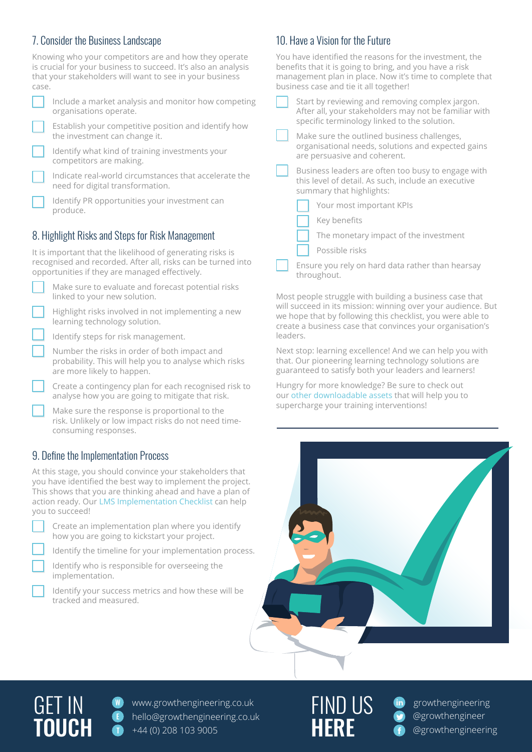## 7. Consider the Business Landscape

Knowing who your competitors are and how they operate is crucial for your business to succeed. It's also an analysis that your stakeholders will want to see in your business case.

- [ ] Include a market analysis and monitor how competing organisations operate.
- [ ] Establish your competitive position and identify how the investment can change it.
- [ ] Identify what kind of training investments your competitors are making.
- [ ] Indicate real-world circumstances that accelerate the need for digital transformation.
- [ ] Identify PR opportunities your investment can produce.

## 8. Highlight Risks and Steps for Risk Management

It is important that the likelihood of generating risks is recognised and recorded. After all, risks can be turned into opportunities if they are managed effectively.

- [ ] Make sure to evaluate and forecast potential risks linked to your new solution.
- [ ] Highlight risks involved in not implementing a new learning technology solution.
- [ ] Identify steps for risk management.
- [ ] Number the risks in order of both impact and probability. This will help you to analyse which risks are more likely to happen.
- [ ] Create a contingency plan for each recognised risk to analyse how you are going to mitigate that risk.
- [ ] Make sure the response is proportional to the risk. Unlikely or low impact risks do not need time-consuming responses.

## 9. Define the Implementation Process

At this stage, you should convince your stakeholders that you have identified the best way to implement the project. This shows that you are thinking ahead and have a plan of action ready. Our LMS Implementation Checklist can help you to succeed!

- [ ] Create an implementation plan where you identify how you are going to kickstart your project.
- [ ] Identify the timeline for your implementation process.
- [ ] Identify who is responsible for overseeing the implementation.
- [ ] Identify your success metrics and how these will be tracked and measured.

## 10. Have a Vision for the Future

You have identified the reasons for the investment, the benefits that it is going to bring, and you have a risk management plan in place. Now it's time to complete that business case and tie it all together!

- [ ] Start by reviewing and removing complex jargon. After all, your stakeholders may not be familiar with specific terminology linked to the solution.
- [ ] Make sure the outlined business challenges, organisational needs, solutions and expected gains are persuasive and coherent.
- [ ] Business leaders are often too busy to engage with this level of detail. As such, include an executive summary that highlights:
  - [ ] Your most important KPIs
  - [ ] Key benefits
  - [ ] The monetary impact of the investment
  - [ ] Possible risks
- [ ] Ensure you rely on hard data rather than hearsay throughout.

Most people struggle with building a business case that will succeed in its mission: winning over your audience. But we hope that by following this checklist, you were able to create a business case that convinces your organisation's leaders.

Next stop: learning excellence! And we can help you with that. Our pioneering learning technology solutions are guaranteed to satisfy both your leaders and learners!

Hungry for more knowledge? Be sure to check out our other downloadable assets that will help you to supercharge your training interventions!

## GET IN TOUCH

- W www.growthengineering.co.uk
- E hello@growthengineering.co.uk
- T +44 (0) 208 103 9005

## FIND US HERE

- growthengineering
- @growthengineer
- @growthengineering